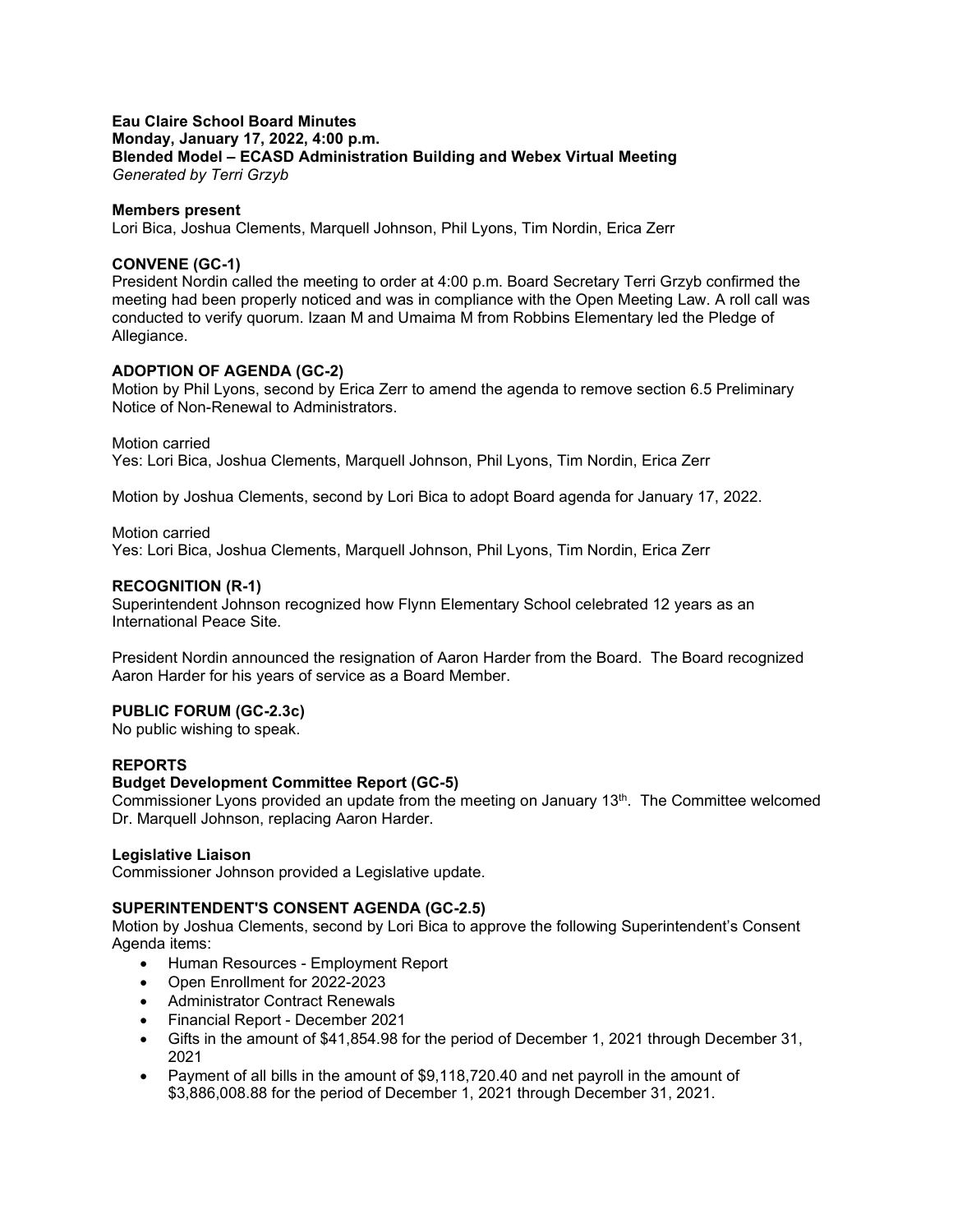**Eau Claire School Board Minutes**
**Monday, January 17, 2022, 4:00 p.m.**
**Blended Model – ECASD Administration Building and Webex Virtual Meeting**
*Generated by Terri Grzyb*

**Members present**
Lori Bica, Joshua Clements, Marquell Johnson, Phil Lyons, Tim Nordin, Erica Zerr

**CONVENE (GC-1)**
President Nordin called the meeting to order at 4:00 p.m. Board Secretary Terri Grzyb confirmed the meeting had been properly noticed and was in compliance with the Open Meeting Law. A roll call was conducted to verify quorum. Izaan M and Umaima M from Robbins Elementary led the Pledge of Allegiance.

**ADOPTION OF AGENDA (GC-2)**
Motion by Phil Lyons, second by Erica Zerr to amend the agenda to remove section 6.5 Preliminary Notice of Non-Renewal to Administrators.

Motion carried
Yes: Lori Bica, Joshua Clements, Marquell Johnson, Phil Lyons, Tim Nordin, Erica Zerr

Motion by Joshua Clements, second by Lori Bica to adopt Board agenda for January 17, 2022.

Motion carried
Yes: Lori Bica, Joshua Clements, Marquell Johnson, Phil Lyons, Tim Nordin, Erica Zerr

**RECOGNITION (R-1)**
Superintendent Johnson recognized how Flynn Elementary School celebrated 12 years as an International Peace Site.

President Nordin announced the resignation of Aaron Harder from the Board. The Board recognized Aaron Harder for his years of service as a Board Member.

**PUBLIC FORUM (GC-2.3c)**
No public wishing to speak.

**REPORTS**
**Budget Development Committee Report (GC-5)**
Commissioner Lyons provided an update from the meeting on January 13th. The Committee welcomed Dr. Marquell Johnson, replacing Aaron Harder.

**Legislative Liaison**
Commissioner Johnson provided a Legislative update.

**SUPERINTENDENT'S CONSENT AGENDA (GC-2.5)**
Motion by Joshua Clements, second by Lori Bica to approve the following Superintendent's Consent Agenda items:

- Human Resources - Employment Report
- Open Enrollment for 2022-2023
- Administrator Contract Renewals
- Financial Report - December 2021
- Gifts in the amount of $41,854.98 for the period of December 1, 2021 through December 31, 2021
- Payment of all bills in the amount of $9,118,720.40 and net payroll in the amount of $3,886,008.88 for the period of December 1, 2021 through December 31, 2021.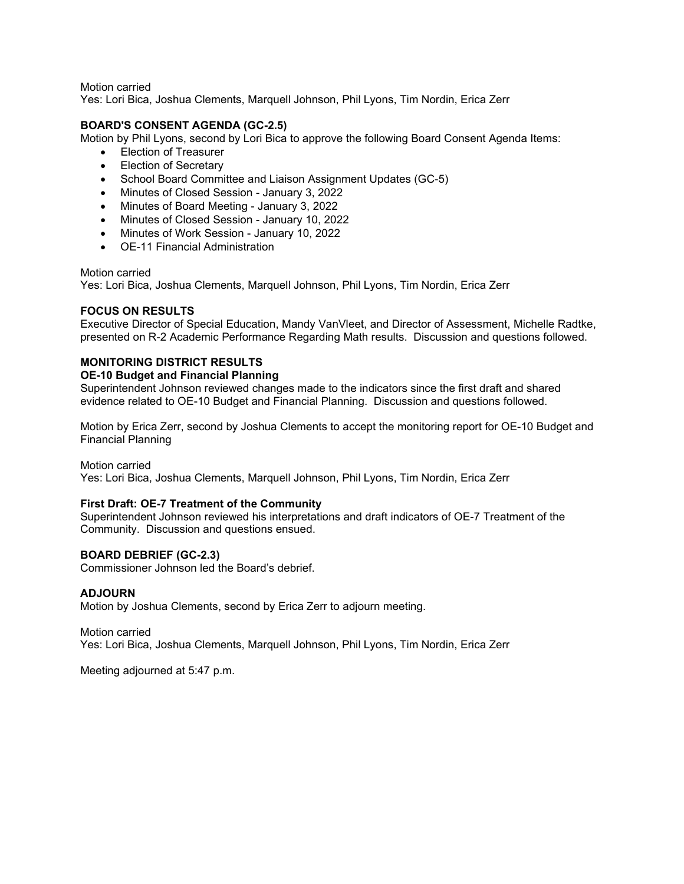Motion carried
Yes: Lori Bica, Joshua Clements, Marquell Johnson, Phil Lyons, Tim Nordin, Erica Zerr

**BOARD'S CONSENT AGENDA (GC-2.5)**
Motion by Phil Lyons, second by Lori Bica to approve the following Board Consent Agenda Items:

- Election of Treasurer
- Election of Secretary
- School Board Committee and Liaison Assignment Updates (GC-5)
- Minutes of Closed Session - January 3, 2022
- Minutes of Board Meeting - January 3, 2022
- Minutes of Closed Session - January 10, 2022
- Minutes of Work Session - January 10, 2022
- OE-11 Financial Administration

Motion carried
Yes: Lori Bica, Joshua Clements, Marquell Johnson, Phil Lyons, Tim Nordin, Erica Zerr

**FOCUS ON RESULTS**
Executive Director of Special Education, Mandy VanVleet, and Director of Assessment, Michelle Radtke, presented on R-2 Academic Performance Regarding Math results. Discussion and questions followed.

**MONITORING DISTRICT RESULTS**
**OE-10 Budget and Financial Planning**
Superintendent Johnson reviewed changes made to the indicators since the first draft and shared evidence related to OE-10 Budget and Financial Planning. Discussion and questions followed.

Motion by Erica Zerr, second by Joshua Clements to accept the monitoring report for OE-10 Budget and Financial Planning

Motion carried
Yes: Lori Bica, Joshua Clements, Marquell Johnson, Phil Lyons, Tim Nordin, Erica Zerr

**First Draft: OE-7 Treatment of the Community**
Superintendent Johnson reviewed his interpretations and draft indicators of OE-7 Treatment of the Community. Discussion and questions ensued.

**BOARD DEBRIEF (GC-2.3)**
Commissioner Johnson led the Board's debrief.

**ADJOURN**
Motion by Joshua Clements, second by Erica Zerr to adjourn meeting.

Motion carried
Yes: Lori Bica, Joshua Clements, Marquell Johnson, Phil Lyons, Tim Nordin, Erica Zerr

Meeting adjourned at 5:47 p.m.